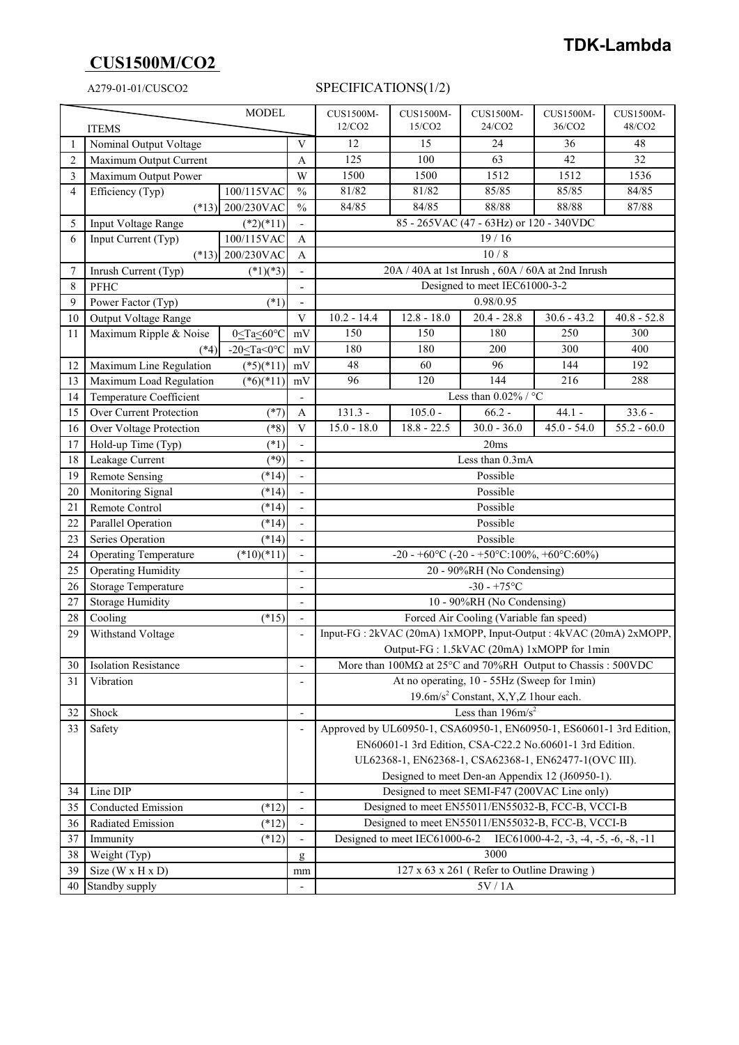**TDK-Lambda**

# CUS1500M/CO2

A279-01-01/CUSCO2

## SPECIFICATIONS(1/2)

| | ITEMS \ MODEL | | | CUS1500M-12/CO2 | CUS1500M-15/CO2 | CUS1500M-24/CO2 | CUS1500M-36/CO2 | CUS1500M-48/CO2 |
|---|---|---|---|---|---|---|---|---|
| 1 | Nominal Output Voltage | | V | 12 | 15 | 24 | 36 | 48 |
| 2 | Maximum Output Current | | A | 125 | 100 | 63 | 42 | 32 |
| 3 | Maximum Output Power | | W | 1500 | 1500 | 1512 | 1512 | 1536 |
| 4 | Efficiency (Typ) | 100/115VAC | % | 81/82 | 81/82 | 85/85 | 85/85 | 84/85 |
| | (*13) | 200/230VAC | % | 84/85 | 84/85 | 88/88 | 88/88 | 87/88 |
| 5 | Input Voltage Range | (*2)(*11) | - | 85 - 265VAC (47 - 63Hz) or 120 - 340VDC | | | | |
| 6 | Input Current (Typ) | 100/115VAC | A | 19 / 16 | | | | |
| | (*13) | 200/230VAC | A | 10 / 8 | | | | |
| 7 | Inrush Current (Typ) | (*1)(*3) | - | 20A / 40A at 1st Inrush , 60A / 60A at 2nd Inrush | | | | |
| 8 | PFHC | | - | Designed to meet IEC61000-3-2 | | | | |
| 9 | Power Factor (Typ) | (*1) | - | 0.98/0.95 | | | | |
| 10 | Output Voltage Range | | V | 10.2 - 14.4 | 12.8 - 18.0 | 20.4 - 28.8 | 30.6 - 43.2 | 40.8 - 52.8 |
| 11 | Maximum Ripple & Noise | 0≤Ta≤60°C | mV | 150 | 150 | 180 | 250 | 300 |
| | (*4) | -20≤Ta<0°C | mV | 180 | 180 | 200 | 300 | 400 |
| 12 | Maximum Line Regulation | (*5)(*11) | mV | 48 | 60 | 96 | 144 | 192 |
| 13 | Maximum Load Regulation | (*6)(*11) | mV | 96 | 120 | 144 | 216 | 288 |
| 14 | Temperature Coefficient | | - | Less than 0.02% / °C | | | | |
| 15 | Over Current Protection | (*7) | A | 131.3 - | 105.0 - | 66.2 - | 44.1 - | 33.6 - |
| 16 | Over Voltage Protection | (*8) | V | 15.0 - 18.0 | 18.8 - 22.5 | 30.0 - 36.0 | 45.0 - 54.0 | 55.2 - 60.0 |
| 17 | Hold-up Time (Typ) | (*1) | - | 20ms | | | | |
| 18 | Leakage Current | (*9) | - | Less than 0.3mA | | | | |
| 19 | Remote Sensing | (*14) | - | Possible | | | | |
| 20 | Monitoring Signal | (*14) | - | Possible | | | | |
| 21 | Remote Control | (*14) | - | Possible | | | | |
| 22 | Parallel Operation | (*14) | - | Possible | | | | |
| 23 | Series Operation | (*14) | - | Possible | | | | |
| 24 | Operating Temperature | (*10)(*11) | - | -20 - +60°C (-20 - +50°C:100%, +60°C:60%) | | | | |
| 25 | Operating Humidity | | - | 20 - 90%RH (No Condensing) | | | | |
| 26 | Storage Temperature | | - | -30 - +75°C | | | | |
| 27 | Storage Humidity | | - | 10 - 90%RH (No Condensing) | | | | |
| 28 | Cooling | (*15) | - | Forced Air Cooling (Variable fan speed) | | | | |
| 29 | Withstand Voltage | | - | Input-FG : 2kVAC (20mA) 1xMOPP, Input-Output : 4kVAC (20mA) 2xMOPP, Output-FG : 1.5kVAC (20mA) 1xMOPP for 1min | | | | |
| 30 | Isolation Resistance | | - | More than 100MΩ at 25°C and 70%RH Output to Chassis : 500VDC | | | | |
| 31 | Vibration | | - | At no operating, 10 - 55Hz (Sweep for 1min) 19.6m/s² Constant, X,Y,Z 1hour each. | | | | |
| 32 | Shock | | - | Less than 196m/s² | | | | |
| 33 | Safety | | - | Approved by UL60950-1, CSA60950-1, EN60950-1, ES60601-1 3rd Edition, EN60601-1 3rd Edition, CSA-C22.2 No.60601-1 3rd Edition. UL62368-1, EN62368-1, CSA62368-1, EN62477-1(OVC III). Designed to meet Den-an Appendix 12 (J60950-1). | | | | |
| 34 | Line DIP | | - | Designed to meet SEMI-F47 (200VAC Line only) | | | | |
| 35 | Conducted Emission | (*12) | - | Designed to meet EN55011/EN55032-B, FCC-B, VCCI-B | | | | |
| 36 | Radiated Emission | (*12) | - | Designed to meet EN55011/EN55032-B, FCC-B, VCCI-B | | | | |
| 37 | Immunity | (*12) | - | Designed to meet IEC61000-6-2 IEC61000-4-2, -3, -4, -5, -6, -8, -11 | | | | |
| 38 | Weight (Typ) | | g | 3000 | | | | |
| 39 | Size (W x H x D) | | mm | 127 x 63 x 261 ( Refer to Outline Drawing ) | | | | |
| 40 | Standby supply | | - | 5V / 1A | | | | |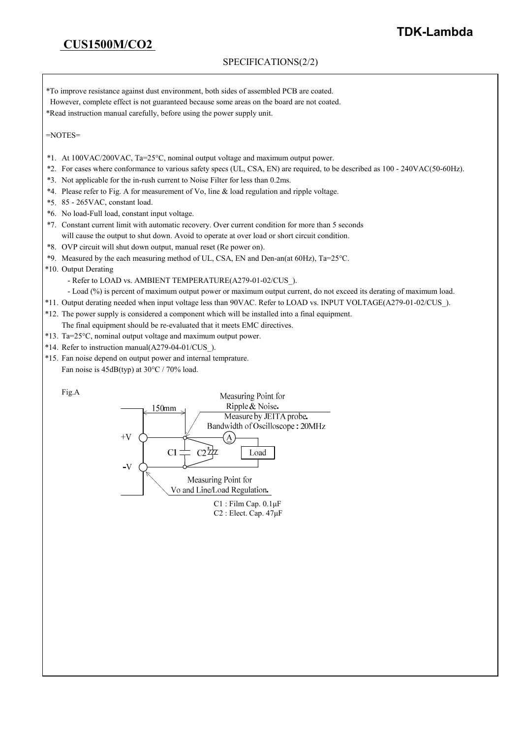## CUS1500M/CO2

SPECIFICATIONS(2/2)

*To improve resistance against dust environment, both sides of assembled PCB are coated.
However, complete effect is not guaranteed because some areas on the board are not coated.
*Read instruction manual carefully, before using the power supply unit.

=NOTES=

*1. At 100VAC/200VAC, Ta=25°C, nominal output voltage and maximum output power.
*2. For cases where conformance to various safety specs (UL, CSA, EN) are required, to be described as 100 - 240VAC(50-60Hz).
*3. Not applicable for the in-rush current to Noise Filter for less than 0.2ms.
*4. Please refer to Fig. A for measurement of Vo, line & load regulation and ripple voltage.
*5. 85 - 265VAC, constant load.
*6. No load-Full load, constant input voltage.
*7. Constant current limit with automatic recovery. Over current condition for more than 5 seconds
will cause the output to shut down. Avoid to operate at over load or short circuit condition.
*8. OVP circuit will shut down output, manual reset (Re power on).
*9. Measured by the each measuring method of UL, CSA, EN and Den-an(at 60Hz), Ta=25°C.
*10. Output Derating
- Refer to LOAD vs. AMBIENT TEMPERATURE(A279-01-02/CUS_).
- Load (%) is percent of maximum output power or maximum output current, do not exceed its derating of maximum load.
*11. Output derating needed when input voltage less than 90VAC. Refer to LOAD vs. INPUT VOLTAGE(A279-01-02/CUS_).
*12. The power supply is considered a component which will be installed into a final equipment.
The final equipment should be re-evaluated that it meets EMC directives.
*13. Ta=25°C, nominal output voltage and maximum output power.
*14. Refer to instruction manual(A279-04-01/CUS_).
*15. Fan noise depend on output power and internal temprature.
Fan noise is 45dB(typ) at 30°C / 70% load.

Fig.A

Measuring Point for
Ripple & Noise.
Measure by JEITA probe.
Bandwidth of Oscilloscope : 20MHz

150mm

+V

-V

A

C1

C2

Load

Measuring Point for
Vo and Line/Load Regulation.

C1 : Film Cap. 0.1μF
C2 : Elect. Cap. 47μF